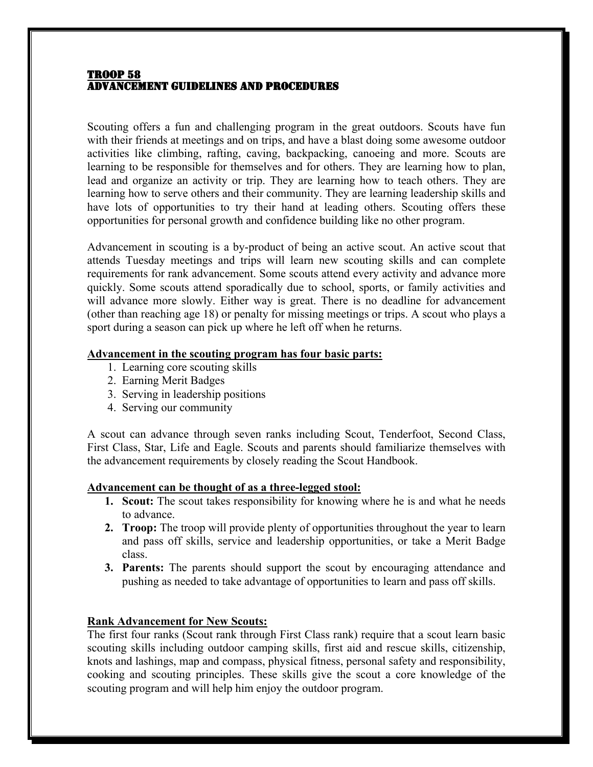# TROOP 58
# ADVANCEMENT GUIDELINES AND PROCEDURES

Scouting offers a fun and challenging program in the great outdoors. Scouts have fun with their friends at meetings and on trips, and have a blast doing some awesome outdoor activities like climbing, rafting, caving, backpacking, canoeing and more. Scouts are learning to be responsible for themselves and for others. They are learning how to plan, lead and organize an activity or trip. They are learning how to teach others. They are learning how to serve others and their community. They are learning leadership skills and have lots of opportunities to try their hand at leading others. Scouting offers these opportunities for personal growth and confidence building like no other program.

Advancement in scouting is a by-product of being an active scout. An active scout that attends Tuesday meetings and trips will learn new scouting skills and can complete requirements for rank advancement. Some scouts attend every activity and advance more quickly. Some scouts attend sporadically due to school, sports, or family activities and will advance more slowly. Either way is great. There is no deadline for advancement (other than reaching age 18) or penalty for missing meetings or trips. A scout who plays a sport during a season can pick up where he left off when he returns.

**Advancement in the scouting program has four basic parts:**

1. Learning core scouting skills
2. Earning Merit Badges
3. Serving in leadership positions
4. Serving our community

A scout can advance through seven ranks including Scout, Tenderfoot, Second Class, First Class, Star, Life and Eagle. Scouts and parents should familiarize themselves with the advancement requirements by closely reading the Scout Handbook.

**Advancement can be thought of as a three-legged stool:**

1. **Scout:** The scout takes responsibility for knowing where he is and what he needs to advance.
2. **Troop:** The troop will provide plenty of opportunities throughout the year to learn and pass off skills, service and leadership opportunities, or take a Merit Badge class.
3. **Parents:** The parents should support the scout by encouraging attendance and pushing as needed to take advantage of opportunities to learn and pass off skills.

**Rank Advancement for New Scouts:**

The first four ranks (Scout rank through First Class rank) require that a scout learn basic scouting skills including outdoor camping skills, first aid and rescue skills, citizenship, knots and lashings, map and compass, physical fitness, personal safety and responsibility, cooking and scouting principles. These skills give the scout a core knowledge of the scouting program and will help him enjoy the outdoor program.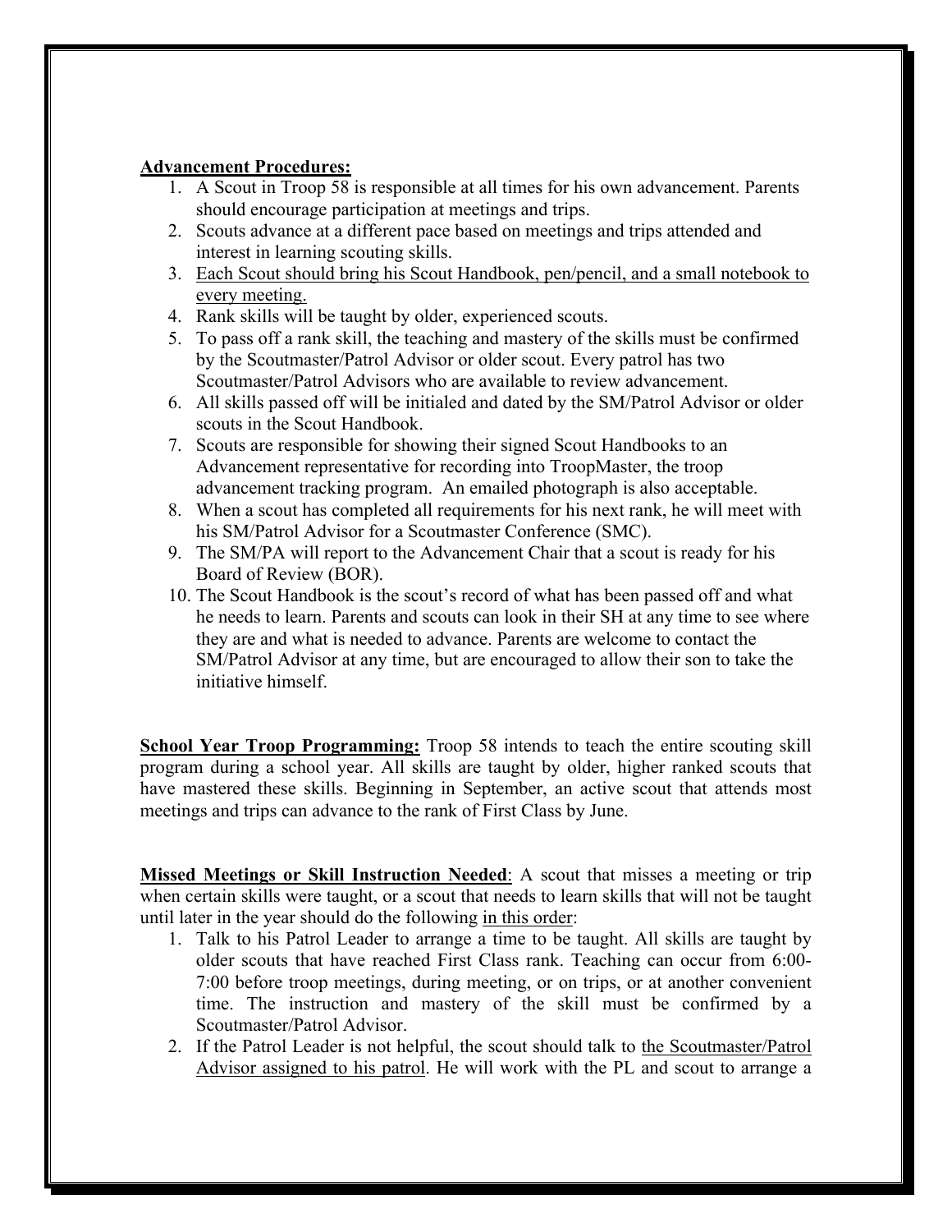**Advancement Procedures:**

1. A Scout in Troop 58 is responsible at all times for his own advancement. Parents should encourage participation at meetings and trips.
2. Scouts advance at a different pace based on meetings and trips attended and interest in learning scouting skills.
3. Each Scout should bring his Scout Handbook, pen/pencil, and a small notebook to every meeting.
4. Rank skills will be taught by older, experienced scouts.
5. To pass off a rank skill, the teaching and mastery of the skills must be confirmed by the Scoutmaster/Patrol Advisor or older scout. Every patrol has two Scoutmaster/Patrol Advisors who are available to review advancement.
6. All skills passed off will be initialed and dated by the SM/Patrol Advisor or older scouts in the Scout Handbook.
7. Scouts are responsible for showing their signed Scout Handbooks to an Advancement representative for recording into TroopMaster, the troop advancement tracking program. An emailed photograph is also acceptable.
8. When a scout has completed all requirements for his next rank, he will meet with his SM/Patrol Advisor for a Scoutmaster Conference (SMC).
9. The SM/PA will report to the Advancement Chair that a scout is ready for his Board of Review (BOR).
10. The Scout Handbook is the scout's record of what has been passed off and what he needs to learn. Parents and scouts can look in their SH at any time to see where they are and what is needed to advance. Parents are welcome to contact the SM/Patrol Advisor at any time, but are encouraged to allow their son to take the initiative himself.

**School Year Troop Programming:** Troop 58 intends to teach the entire scouting skill program during a school year. All skills are taught by older, higher ranked scouts that have mastered these skills. Beginning in September, an active scout that attends most meetings and trips can advance to the rank of First Class by June.

**Missed Meetings or Skill Instruction Needed**: A scout that misses a meeting or trip when certain skills were taught, or a scout that needs to learn skills that will not be taught until later in the year should do the following in this order:

1. Talk to his Patrol Leader to arrange a time to be taught. All skills are taught by older scouts that have reached First Class rank. Teaching can occur from 6:00-7:00 before troop meetings, during meeting, or on trips, or at another convenient time. The instruction and mastery of the skill must be confirmed by a Scoutmaster/Patrol Advisor.
2. If the Patrol Leader is not helpful, the scout should talk to the Scoutmaster/Patrol Advisor assigned to his patrol. He will work with the PL and scout to arrange a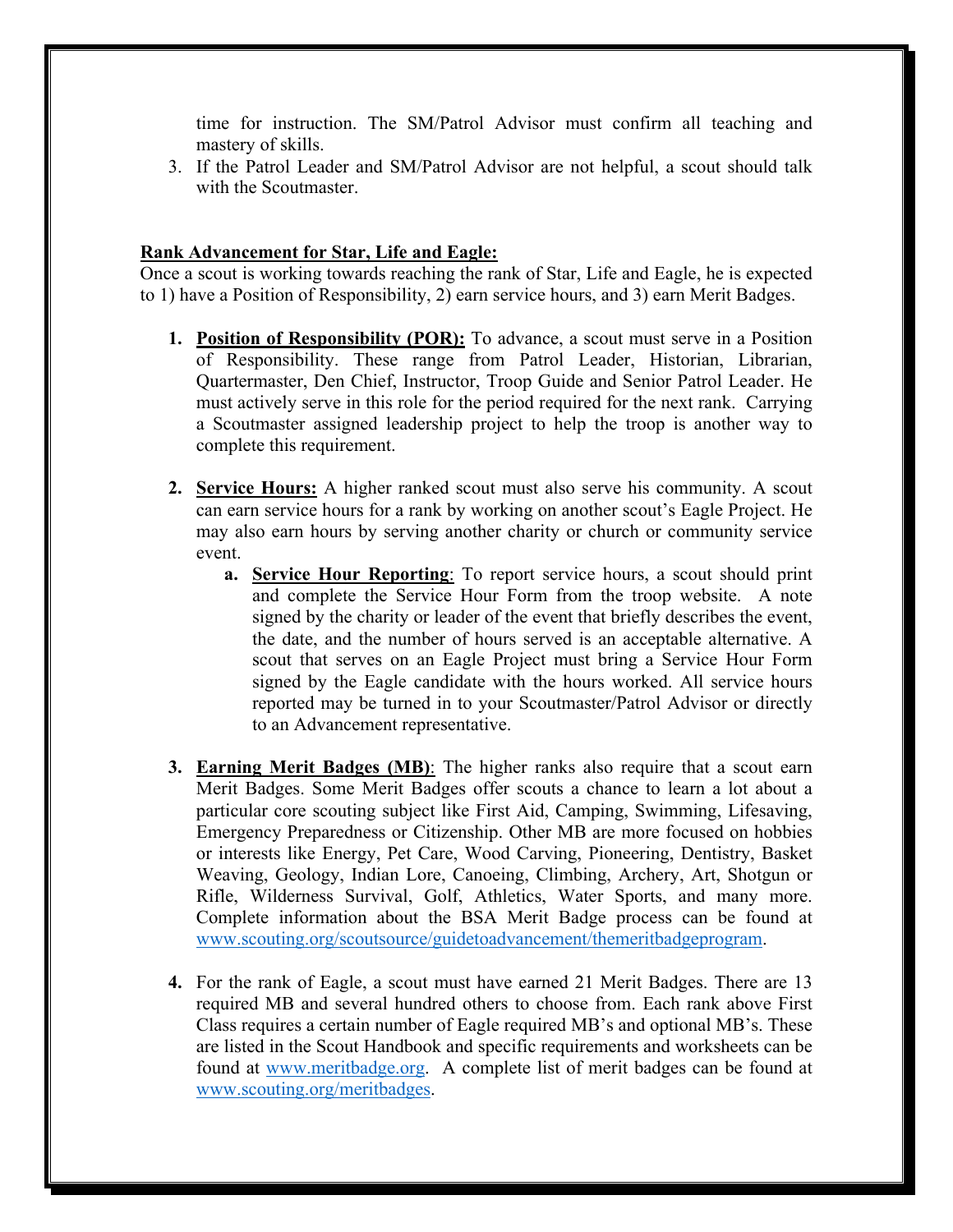time for instruction. The SM/Patrol Advisor must confirm all teaching and mastery of skills.

3. If the Patrol Leader and SM/Patrol Advisor are not helpful, a scout should talk with the Scoutmaster.

**Rank Advancement for Star, Life and Eagle:**

Once a scout is working towards reaching the rank of Star, Life and Eagle, he is expected to 1) have a Position of Responsibility, 2) earn service hours, and 3) earn Merit Badges.

1. **Position of Responsibility (POR):** To advance, a scout must serve in a Position of Responsibility. These range from Patrol Leader, Historian, Librarian, Quartermaster, Den Chief, Instructor, Troop Guide and Senior Patrol Leader. He must actively serve in this role for the period required for the next rank. Carrying a Scoutmaster assigned leadership project to help the troop is another way to complete this requirement.

2. **Service Hours:** A higher ranked scout must also serve his community. A scout can earn service hours for a rank by working on another scout's Eagle Project. He may also earn hours by serving another charity or church or community service event.
    a. **Service Hour Reporting**: To report service hours, a scout should print and complete the Service Hour Form from the troop website. A note signed by the charity or leader of the event that briefly describes the event, the date, and the number of hours served is an acceptable alternative. A scout that serves on an Eagle Project must bring a Service Hour Form signed by the Eagle candidate with the hours worked. All service hours reported may be turned in to your Scoutmaster/Patrol Advisor or directly to an Advancement representative.

3. **Earning Merit Badges (MB)**: The higher ranks also require that a scout earn Merit Badges. Some Merit Badges offer scouts a chance to learn a lot about a particular core scouting subject like First Aid, Camping, Swimming, Lifesaving, Emergency Preparedness or Citizenship. Other MB are more focused on hobbies or interests like Energy, Pet Care, Wood Carving, Pioneering, Dentistry, Basket Weaving, Geology, Indian Lore, Canoeing, Climbing, Archery, Art, Shotgun or Rifle, Wilderness Survival, Golf, Athletics, Water Sports, and many more. Complete information about the BSA Merit Badge process can be found at www.scouting.org/scoutsource/guidetoadvancement/themeritbadgeprogram.

4. For the rank of Eagle, a scout must have earned 21 Merit Badges. There are 13 required MB and several hundred others to choose from. Each rank above First Class requires a certain number of Eagle required MB's and optional MB's. These are listed in the Scout Handbook and specific requirements and worksheets can be found at www.meritbadge.org. A complete list of merit badges can be found at www.scouting.org/meritbadges.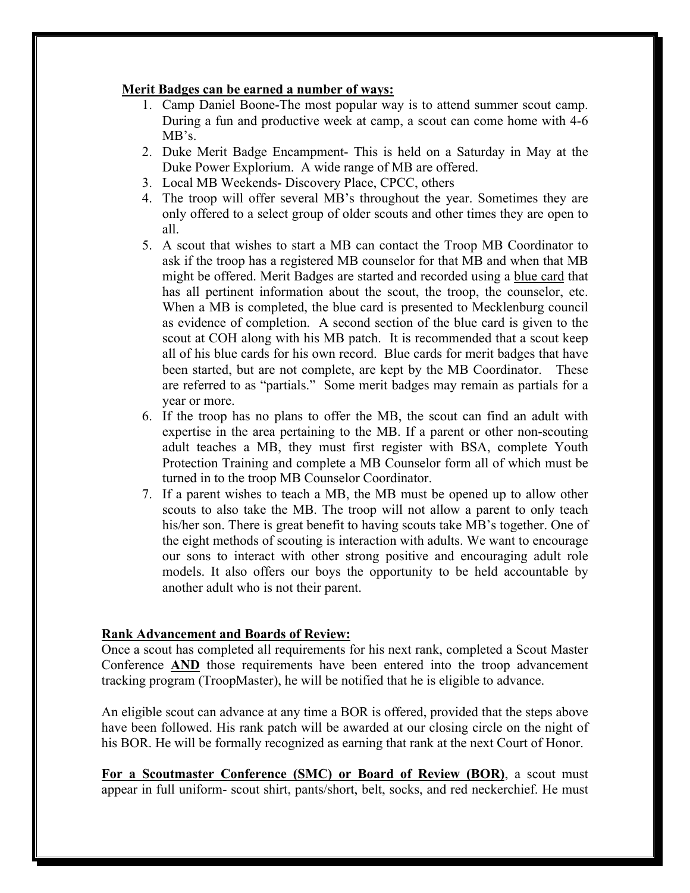**Merit Badges can be earned a number of ways:**

1. Camp Daniel Boone-The most popular way is to attend summer scout camp. During a fun and productive week at camp, a scout can come home with 4-6 MB's.
2. Duke Merit Badge Encampment- This is held on a Saturday in May at the Duke Power Explorium. A wide range of MB are offered.
3. Local MB Weekends- Discovery Place, CPCC, others
4. The troop will offer several MB's throughout the year. Sometimes they are only offered to a select group of older scouts and other times they are open to all.
5. A scout that wishes to start a MB can contact the Troop MB Coordinator to ask if the troop has a registered MB counselor for that MB and when that MB might be offered. Merit Badges are started and recorded using a blue card that has all pertinent information about the scout, the troop, the counselor, etc. When a MB is completed, the blue card is presented to Mecklenburg council as evidence of completion. A second section of the blue card is given to the scout at COH along with his MB patch. It is recommended that a scout keep all of his blue cards for his own record. Blue cards for merit badges that have been started, but are not complete, are kept by the MB Coordinator. These are referred to as "partials." Some merit badges may remain as partials for a year or more.
6. If the troop has no plans to offer the MB, the scout can find an adult with expertise in the area pertaining to the MB. If a parent or other non-scouting adult teaches a MB, they must first register with BSA, complete Youth Protection Training and complete a MB Counselor form all of which must be turned in to the troop MB Counselor Coordinator.
7. If a parent wishes to teach a MB, the MB must be opened up to allow other scouts to also take the MB. The troop will not allow a parent to only teach his/her son. There is great benefit to having scouts take MB's together. One of the eight methods of scouting is interaction with adults. We want to encourage our sons to interact with other strong positive and encouraging adult role models. It also offers our boys the opportunity to be held accountable by another adult who is not their parent.

**Rank Advancement and Boards of Review:**

Once a scout has completed all requirements for his next rank, completed a Scout Master Conference **AND** those requirements have been entered into the troop advancement tracking program (TroopMaster), he will be notified that he is eligible to advance.

An eligible scout can advance at any time a BOR is offered, provided that the steps above have been followed. His rank patch will be awarded at our closing circle on the night of his BOR. He will be formally recognized as earning that rank at the next Court of Honor.

**For a Scoutmaster Conference (SMC) or Board of Review (BOR)**, a scout must appear in full uniform- scout shirt, pants/short, belt, socks, and red neckerchief. He must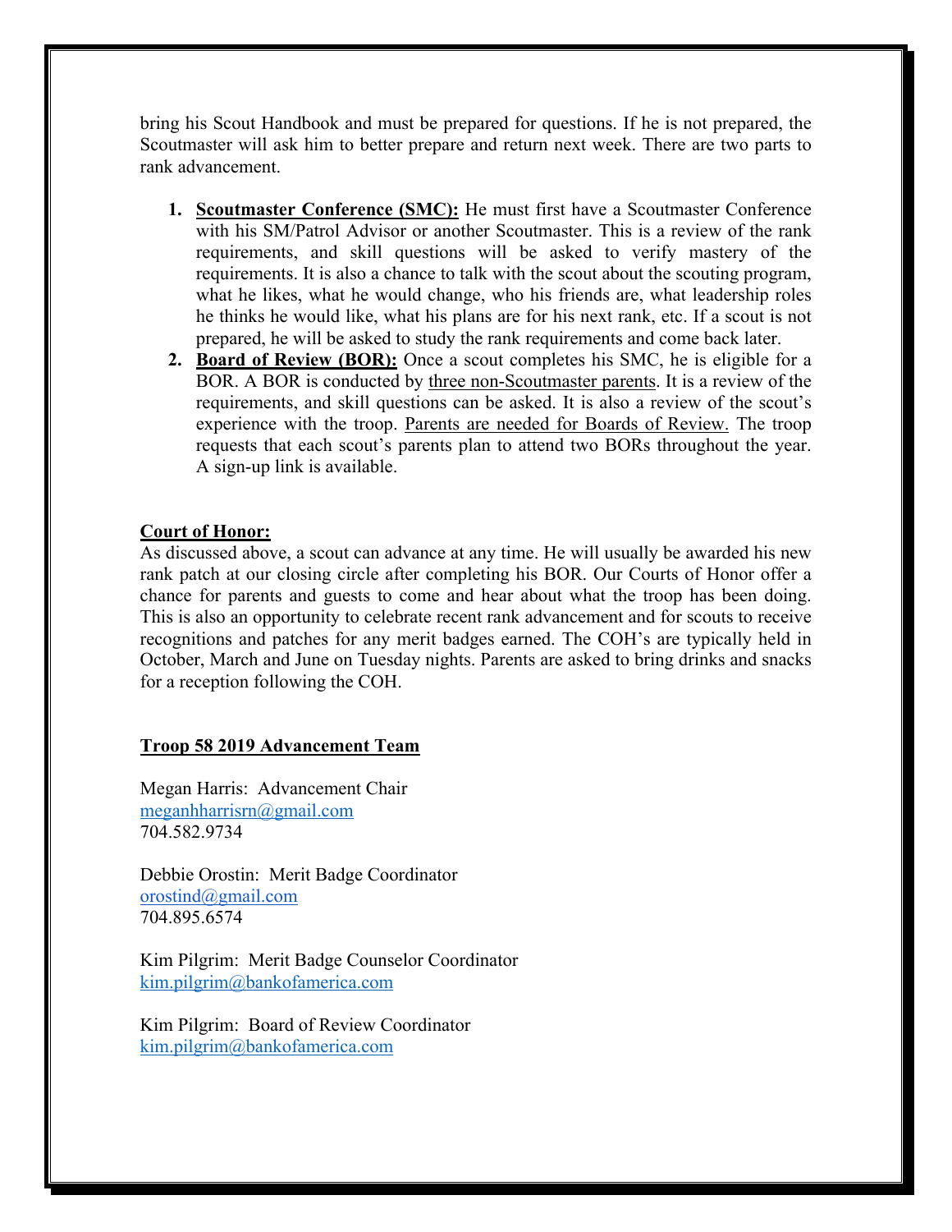bring his Scout Handbook and must be prepared for questions. If he is not prepared, the Scoutmaster will ask him to better prepare and return next week. There are two parts to rank advancement.

1. **Scoutmaster Conference (SMC):** He must first have a Scoutmaster Conference with his SM/Patrol Advisor or another Scoutmaster. This is a review of the rank requirements, and skill questions will be asked to verify mastery of the requirements. It is also a chance to talk with the scout about the scouting program, what he likes, what he would change, who his friends are, what leadership roles he thinks he would like, what his plans are for his next rank, etc. If a scout is not prepared, he will be asked to study the rank requirements and come back later.
2. **Board of Review (BOR):** Once a scout completes his SMC, he is eligible for a BOR. A BOR is conducted by three non-Scoutmaster parents. It is a review of the requirements, and skill questions can be asked. It is also a review of the scout's experience with the troop. Parents are needed for Boards of Review. The troop requests that each scout's parents plan to attend two BORs throughout the year. A sign-up link is available.

**Court of Honor:**

As discussed above, a scout can advance at any time. He will usually be awarded his new rank patch at our closing circle after completing his BOR. Our Courts of Honor offer a chance for parents and guests to come and hear about what the troop has been doing. This is also an opportunity to celebrate recent rank advancement and for scouts to receive recognitions and patches for any merit badges earned. The COH's are typically held in October, March and June on Tuesday nights. Parents are asked to bring drinks and snacks for a reception following the COH.

**Troop 58 2019 Advancement Team**

Megan Harris: Advancement Chair
meganhharrisrn@gmail.com
704.582.9734

Debbie Orostin: Merit Badge Coordinator
orostind@gmail.com
704.895.6574

Kim Pilgrim: Merit Badge Counselor Coordinator
kim.pilgrim@bankofamerica.com

Kim Pilgrim: Board of Review Coordinator
kim.pilgrim@bankofamerica.com